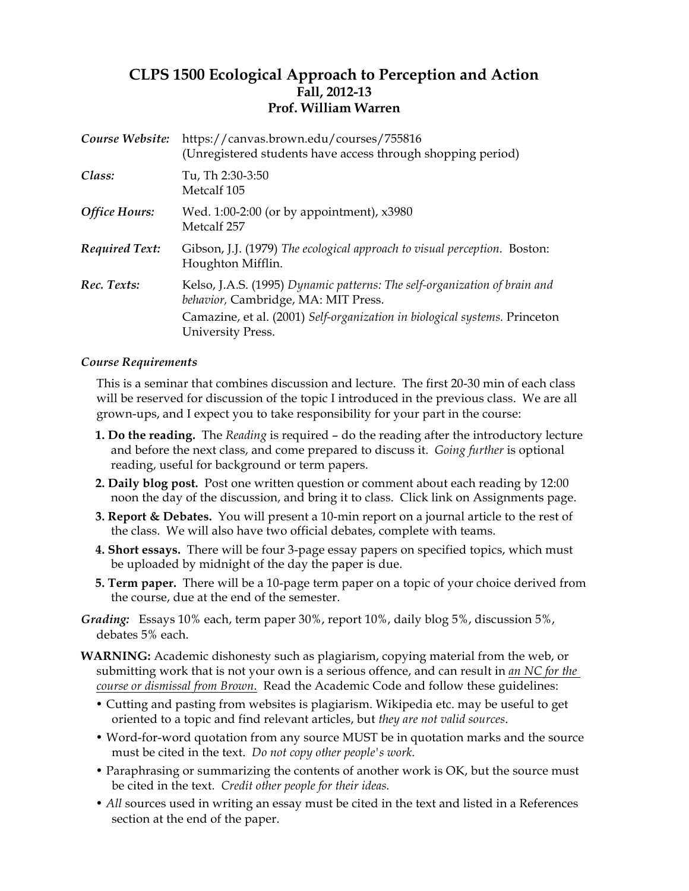# CLPS 1500 Ecological Approach to Perception and Action

**Fall, 2012-13**
**Prof. William Warren**

| | |
|---|---|
| ***Course Website:*** | https://canvas.brown.edu/courses/755816 (Unregistered students have access through shopping period) |
| ***Class:*** | Tu, Th 2:30-3:50 Metcalf 105 |
| ***Office Hours:*** | Wed. 1:00-2:00 (or by appointment), x3980 Metcalf 257 |
| ***Required Text:*** | Gibson, J.J. (1979) *The ecological approach to visual perception.* Boston: Houghton Mifflin. |
| ***Rec. Texts:*** | Kelso, J.A.S. (1995) *Dynamic patterns: The self-organization of brain and behavior,* Cambridge, MA: MIT Press. Camazine, et al. (2001) *Self-organization in biological systems.* Princeton University Press. |

### *Course Requirements*

This is a seminar that combines discussion and lecture. The first 20-30 min of each class will be reserved for discussion of the topic I introduced in the previous class. We are all grown-ups, and I expect you to take responsibility for your part in the course:

**1. Do the reading.** The *Reading* is required – do the reading after the introductory lecture and before the next class, and come prepared to discuss it. *Going further* is optional reading, useful for background or term papers.

**2. Daily blog post.** Post one written question or comment about each reading by 12:00 noon the day of the discussion, and bring it to class. Click link on Assignments page.

**3. Report & Debates.** You will present a 10-min report on a journal article to the rest of the class. We will also have two official debates, complete with teams.

**4. Short essays.** There will be four 3-page essay papers on specified topics, which must be uploaded by midnight of the day the paper is due.

**5. Term paper.** There will be a 10-page term paper on a topic of your choice derived from the course, due at the end of the semester.

***Grading:*** Essays 10% each, term paper 30%, report 10%, daily blog 5%, discussion 5%, debates 5% each.

**WARNING:** Academic dishonesty such as plagiarism, copying material from the web, or submitting work that is not your own is a serious offence, and can result in *an NC for the course or dismissal from Brown.* Read the Academic Code and follow these guidelines:

- Cutting and pasting from websites is plagiarism. Wikipedia etc. may be useful to get oriented to a topic and find relevant articles, but *they are not valid sources*.
- Word-for-word quotation from any source MUST be in quotation marks and the source must be cited in the text. *Do not copy other people's work.*
- Paraphrasing or summarizing the contents of another work is OK, but the source must be cited in the text. *Credit other people for their ideas.*
- *All* sources used in writing an essay must be cited in the text and listed in a References section at the end of the paper.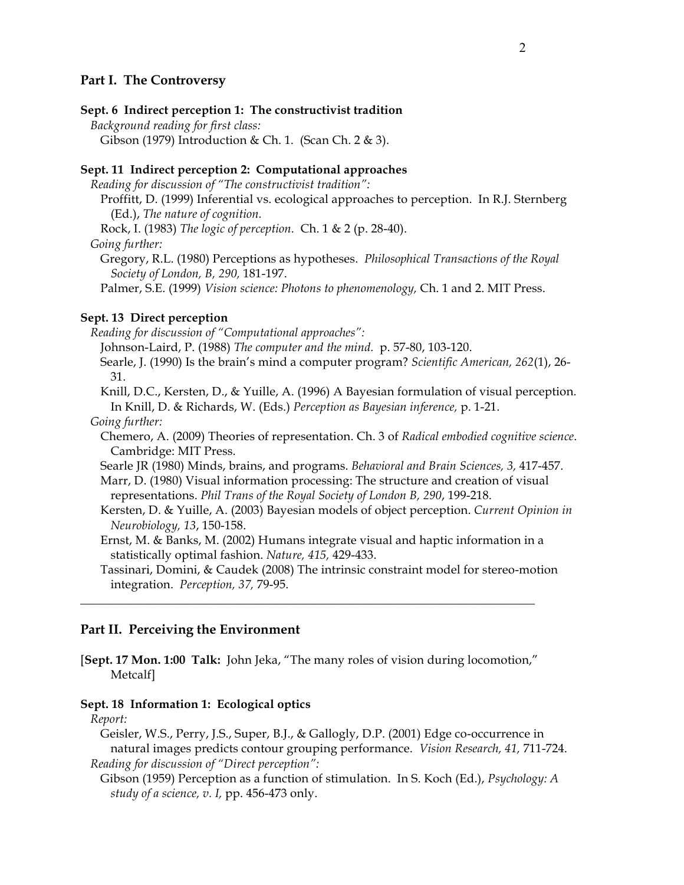## Part I. The Controversy

**Sept. 6 Indirect perception 1: The constructivist tradition**

*Background reading for first class:*

Gibson (1979) Introduction & Ch. 1. (Scan Ch. 2 & 3).

**Sept. 11 Indirect perception 2: Computational approaches**

*Reading for discussion of "The constructivist tradition":*

Proffitt, D. (1999) Inferential vs. ecological approaches to perception. In R.J. Sternberg (Ed.), *The nature of cognition.*

Rock, I. (1983) *The logic of perception*. Ch. 1 & 2 (p. 28-40).

*Going further:*

Gregory, R.L. (1980) Perceptions as hypotheses. *Philosophical Transactions of the Royal Society of London, B, 290,* 181-197.

Palmer, S.E. (1999) *Vision science: Photons to phenomenology,* Ch. 1 and 2. MIT Press.

**Sept. 13 Direct perception**

*Reading for discussion of "Computational approaches":*

Johnson-Laird, P. (1988) *The computer and the mind.* p. 57-80, 103-120.

Searle, J. (1990) Is the brain's mind a computer program? *Scientific American, 262*(1), 26-31.

Knill, D.C., Kersten, D., & Yuille, A. (1996) A Bayesian formulation of visual perception. In Knill, D. & Richards, W. (Eds.) *Perception as Bayesian inference,* p. 1-21.

*Going further:*

Chemero, A. (2009) Theories of representation. Ch. 3 of *Radical embodied cognitive science*. Cambridge: MIT Press.

Searle JR (1980) Minds, brains, and programs. *Behavioral and Brain Sciences, 3,* 417-457.

Marr, D. (1980) Visual information processing: The structure and creation of visual representations. *Phil Trans of the Royal Society of London B, 290*, 199-218.

Kersten, D. & Yuille, A. (2003) Bayesian models of object perception. *Current Opinion in Neurobiology, 13*, 150-158.

Ernst, M. & Banks, M. (2002) Humans integrate visual and haptic information in a statistically optimal fashion. *Nature, 415,* 429-433.

Tassinari, Domini, & Caudek (2008) The intrinsic constraint model for stereo-motion integration. *Perception, 37,* 79-95.

---

## Part II. Perceiving the Environment

[**Sept. 17 Mon. 1:00 Talk:** John Jeka, "The many roles of vision during locomotion," Metcalf]

**Sept. 18 Information 1: Ecological optics**

*Report:*

Geisler, W.S., Perry, J.S., Super, B.J., & Gallogly, D.P. (2001) Edge co-occurrence in natural images predicts contour grouping performance. *Vision Research, 41,* 711-724.

*Reading for discussion of "Direct perception":*

Gibson (1959) Perception as a function of stimulation. In S. Koch (Ed.), *Psychology: A study of a science, v. I,* pp. 456-473 only.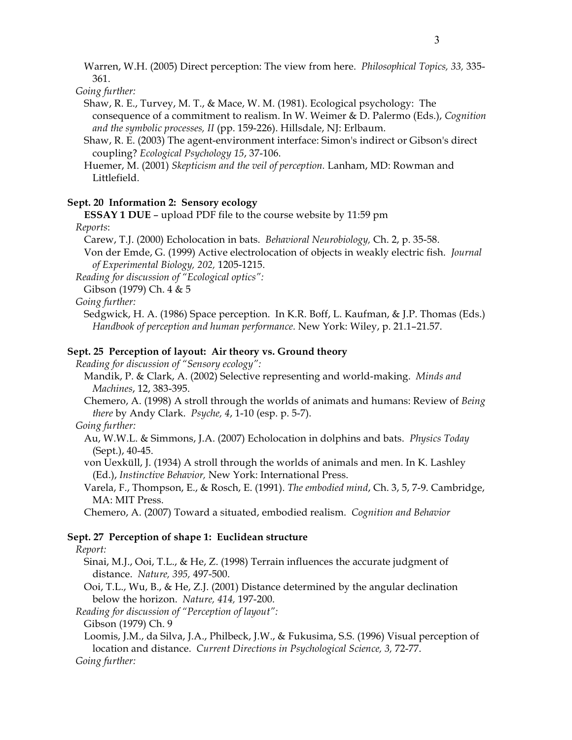Warren, W.H. (2005) Direct perception: The view from here. *Philosophical Topics, 33,* 335-361.

*Going further:*

Shaw, R. E., Turvey, M. T., & Mace, W. M. (1981). Ecological psychology: The consequence of a commitment to realism. In W. Weimer & D. Palermo (Eds.), *Cognition and the symbolic processes, II* (pp. 159-226). Hillsdale, NJ: Erlbaum.

Shaw, R. E. (2003) The agent-environment interface: Simon's indirect or Gibson's direct coupling? *Ecological Psychology 15*, 37-106.

Huemer, M. (2001) *Skepticism and the veil of perception.* Lanham, MD: Rowman and Littlefield.

**Sept. 20 Information 2: Sensory ecology**

**ESSAY 1 DUE** – upload PDF file to the course website by 11:59 pm

*Reports*:

Carew, T.J. (2000) Echolocation in bats. *Behavioral Neurobiology,* Ch. 2, p. 35-58.

Von der Emde, G. (1999) Active electrolocation of objects in weakly electric fish. *Journal of Experimental Biology, 202,* 1205-1215.

*Reading for discussion of "Ecological optics":*

Gibson (1979) Ch. 4 & 5

*Going further:*

Sedgwick, H. A. (1986) Space perception. In K.R. Boff, L. Kaufman, & J.P. Thomas (Eds.) *Handbook of perception and human performance.* New York: Wiley, p. 21.1–21.57.

**Sept. 25 Perception of layout: Air theory vs. Ground theory**

*Reading for discussion of "Sensory ecology":*

Mandik, P. & Clark, A. (2002) Selective representing and world-making. *Minds and Machines*, 12, 383-395.

Chemero, A. (1998) A stroll through the worlds of animats and humans: Review of *Being there* by Andy Clark. *Psyche, 4*, 1-10 (esp. p. 5-7).

*Going further:*

Au, W.W.L. & Simmons, J.A. (2007) Echolocation in dolphins and bats. *Physics Today* (Sept.), 40-45.

von Uexküll, J. (1934) A stroll through the worlds of animals and men. In K. Lashley (Ed.), *Instinctive Behavior,* New York: International Press.

Varela, F., Thompson, E., & Rosch, E. (1991). *The embodied mind*, Ch. 3, 5, 7-9. Cambridge, MA: MIT Press.

Chemero, A. (2007) Toward a situated, embodied realism. *Cognition and Behavior*

**Sept. 27 Perception of shape 1: Euclidean structure**

*Report:*

Sinai, M.J., Ooi, T.L., & He, Z. (1998) Terrain influences the accurate judgment of distance. *Nature, 395,* 497-500.

Ooi, T.L., Wu, B., & He, Z.J. (2001) Distance determined by the angular declination below the horizon. *Nature, 414,* 197-200.

*Reading for discussion of "Perception of layout":*

Gibson (1979) Ch. 9

Loomis, J.M., da Silva, J.A., Philbeck, J.W., & Fukusima, S.S. (1996) Visual perception of location and distance. *Current Directions in Psychological Science, 3,* 72-77.

*Going further:*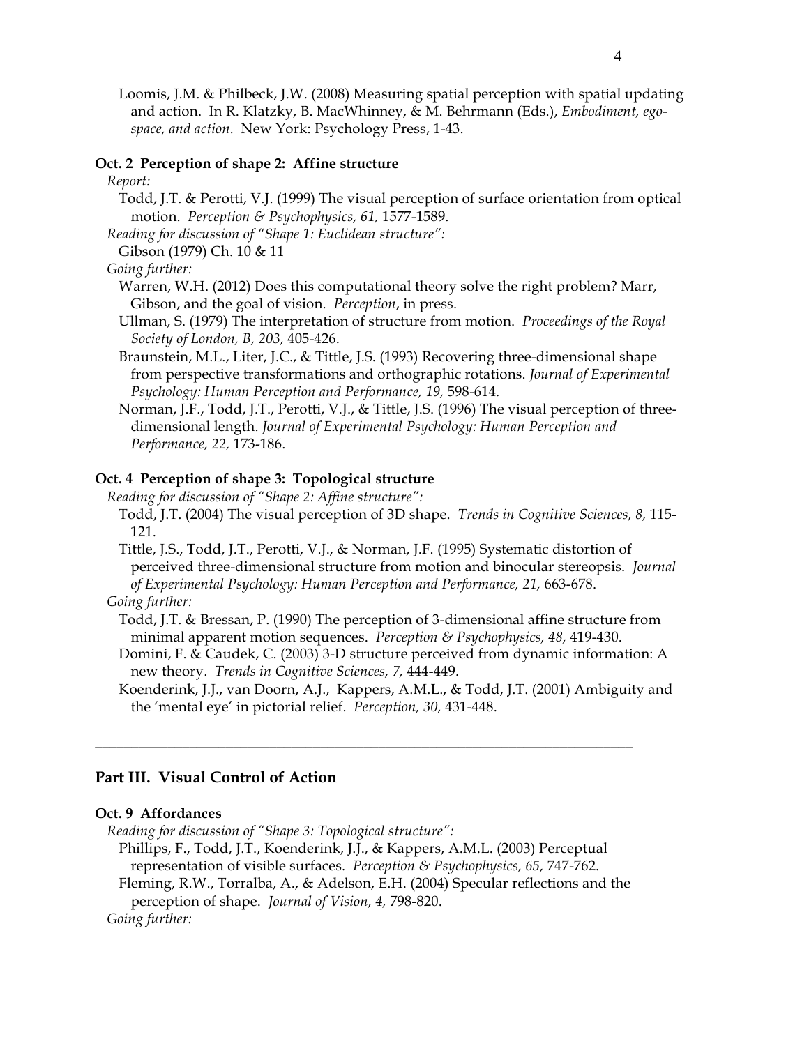Loomis, J.M. & Philbeck, J.W. (2008) Measuring spatial perception with spatial updating and action. In R. Klatzky, B. MacWhinney, & M. Behrmann (Eds.), *Embodiment, ego-space, and action.* New York: Psychology Press, 1-43.

**Oct. 2 Perception of shape 2: Affine structure**

*Report:*

Todd, J.T. & Perotti, V.J. (1999) The visual perception of surface orientation from optical motion. *Perception & Psychophysics, 61,* 1577-1589.

*Reading for discussion of "Shape 1: Euclidean structure":*

Gibson (1979) Ch. 10 & 11

*Going further:*

Warren, W.H. (2012) Does this computational theory solve the right problem? Marr, Gibson, and the goal of vision. *Perception*, in press.

Ullman, S. (1979) The interpretation of structure from motion. *Proceedings of the Royal Society of London, B, 203,* 405-426.

Braunstein, M.L., Liter, J.C., & Tittle, J.S. (1993) Recovering three-dimensional shape from perspective transformations and orthographic rotations. *Journal of Experimental Psychology: Human Perception and Performance, 19,* 598-614.

Norman, J.F., Todd, J.T., Perotti, V.J., & Tittle, J.S. (1996) The visual perception of three-dimensional length. *Journal of Experimental Psychology: Human Perception and Performance, 22,* 173-186.

**Oct. 4 Perception of shape 3: Topological structure**

*Reading for discussion of "Shape 2: Affine structure":*

Todd, J.T. (2004) The visual perception of 3D shape. *Trends in Cognitive Sciences, 8,* 115-121.

Tittle, J.S., Todd, J.T., Perotti, V.J., & Norman, J.F. (1995) Systematic distortion of perceived three-dimensional structure from motion and binocular stereopsis. *Journal of Experimental Psychology: Human Perception and Performance, 21,* 663-678.

*Going further:*

Todd, J.T. & Bressan, P. (1990) The perception of 3-dimensional affine structure from minimal apparent motion sequences. *Perception & Psychophysics, 48,* 419-430.

Domini, F. & Caudek, C. (2003) 3-D structure perceived from dynamic information: A new theory. *Trends in Cognitive Sciences, 7,* 444-449.

Koenderink, J.J., van Doorn, A.J., Kappers, A.M.L., & Todd, J.T. (2001) Ambiguity and the 'mental eye' in pictorial relief. *Perception, 30,* 431-448.

---

## Part III. Visual Control of Action

**Oct. 9 Affordances**

*Reading for discussion of "Shape 3: Topological structure":*

Phillips, F., Todd, J.T., Koenderink, J.J., & Kappers, A.M.L. (2003) Perceptual representation of visible surfaces. *Perception & Psychophysics, 65,* 747-762.

Fleming, R.W., Torralba, A., & Adelson, E.H. (2004) Specular reflections and the perception of shape. *Journal of Vision, 4,* 798-820.

*Going further:*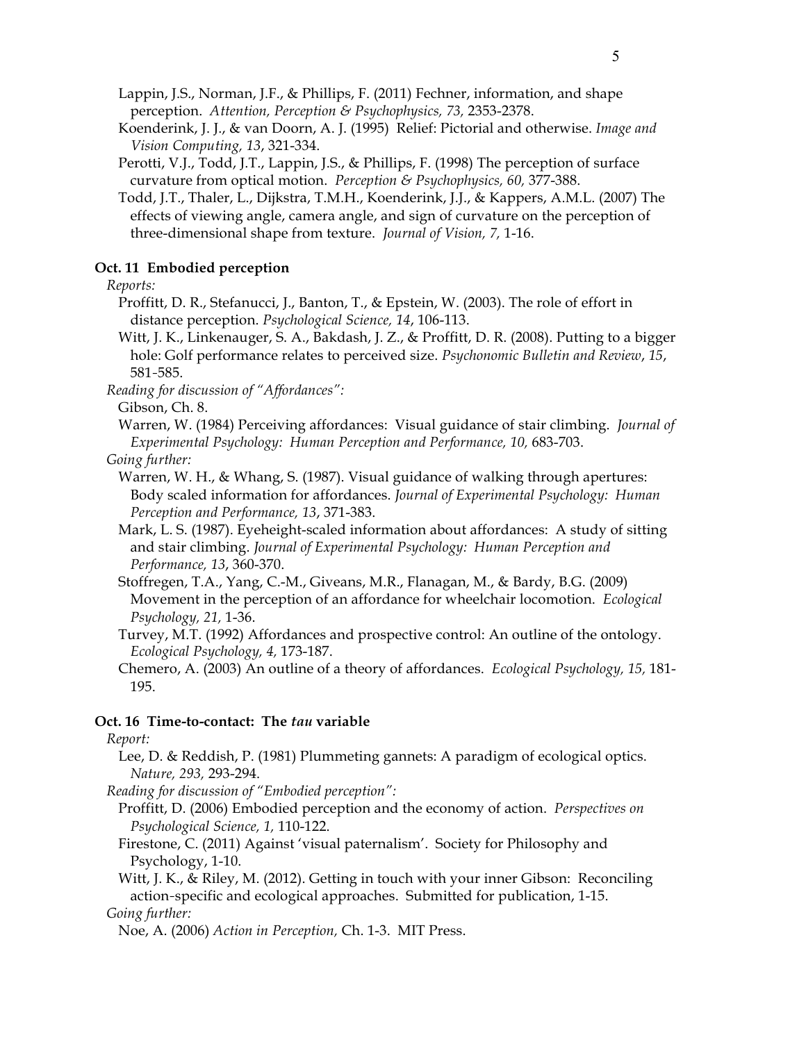Lappin, J.S., Norman, J.F., & Phillips, F. (2011) Fechner, information, and shape perception. *Attention, Perception & Psychophysics, 73,* 2353-2378.

Koenderink, J. J., & van Doorn, A. J. (1995) Relief: Pictorial and otherwise. *Image and Vision Computing, 13*, 321-334.

Perotti, V.J., Todd, J.T., Lappin, J.S., & Phillips, F. (1998) The perception of surface curvature from optical motion. *Perception & Psychophysics, 60,* 377-388.

Todd, J.T., Thaler, L., Dijkstra, T.M.H., Koenderink, J.J., & Kappers, A.M.L. (2007) The effects of viewing angle, camera angle, and sign of curvature on the perception of three-dimensional shape from texture. *Journal of Vision, 7,* 1-16.

**Oct. 11 Embodied perception**

*Reports:*

Proffitt, D. R., Stefanucci, J., Banton, T., & Epstein, W. (2003). The role of effort in distance perception. *Psychological Science, 14*, 106-113.

Witt, J. K., Linkenauger, S. A., Bakdash, J. Z., & Proffitt, D. R. (2008). Putting to a bigger hole: Golf performance relates to perceived size. *Psychonomic Bulletin and Review*, *15*, 581-585.

*Reading for discussion of "Affordances":*

Gibson, Ch. 8.

Warren, W. (1984) Perceiving affordances: Visual guidance of stair climbing. *Journal of Experimental Psychology: Human Perception and Performance, 10,* 683-703.

*Going further:*

Warren, W. H., & Whang, S. (1987). Visual guidance of walking through apertures: Body scaled information for affordances. *Journal of Experimental Psychology: Human Perception and Performance, 13*, 371-383.

Mark, L. S. (1987). Eyeheight-scaled information about affordances: A study of sitting and stair climbing. *Journal of Experimental Psychology: Human Perception and Performance, 13*, 360-370.

Stoffregen, T.A., Yang, C.-M., Giveans, M.R., Flanagan, M., & Bardy, B.G. (2009) Movement in the perception of an affordance for wheelchair locomotion. *Ecological Psychology, 21,* 1-36.

Turvey, M.T. (1992) Affordances and prospective control: An outline of the ontology. *Ecological Psychology, 4,* 173-187.

Chemero, A. (2003) An outline of a theory of affordances. *Ecological Psychology, 15,* 181-195.

**Oct. 16 Time-to-contact: The *tau* variable**

*Report:*

Lee, D. & Reddish, P. (1981) Plummeting gannets: A paradigm of ecological optics. *Nature, 293,* 293-294.

*Reading for discussion of "Embodied perception":*

Proffitt, D. (2006) Embodied perception and the economy of action. *Perspectives on Psychological Science, 1,* 110-122.

Firestone, C. (2011) Against 'visual paternalism'. Society for Philosophy and Psychology, 1-10.

Witt, J. K., & Riley, M. (2012). Getting in touch with your inner Gibson: Reconciling action-specific and ecological approaches. Submitted for publication, 1-15.

*Going further:*

Noe, A. (2006) *Action in Perception,* Ch. 1-3. MIT Press.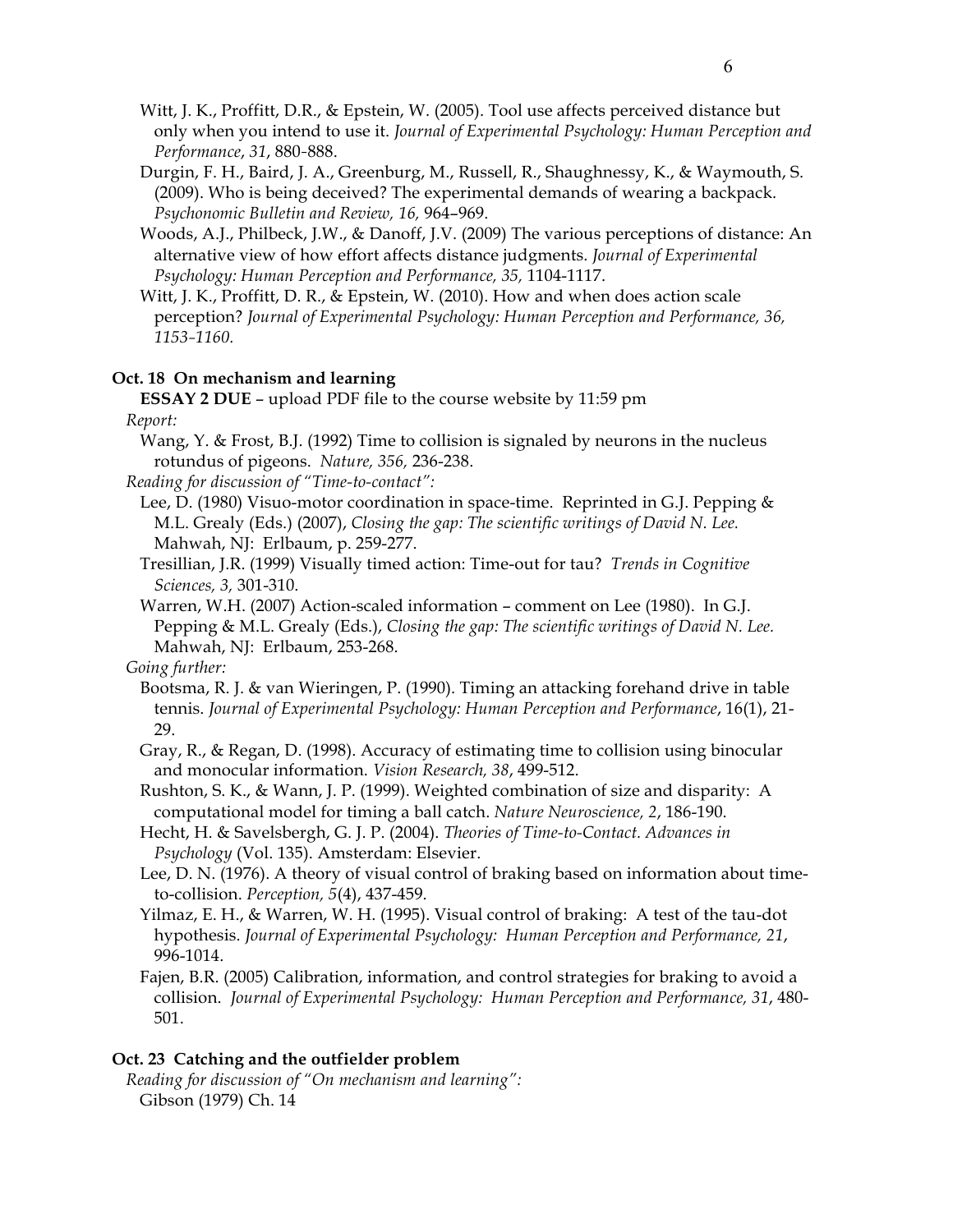Witt, J. K., Proffitt, D.R., & Epstein, W. (2005). Tool use affects perceived distance but only when you intend to use it. *Journal of Experimental Psychology: Human Perception and Performance*, *31*, 880-888.

Durgin, F. H., Baird, J. A., Greenburg, M., Russell, R., Shaughnessy, K., & Waymouth, S. (2009). Who is being deceived? The experimental demands of wearing a backpack. *Psychonomic Bulletin and Review, 16,* 964–969.

Woods, A.J., Philbeck, J.W., & Danoff, J.V. (2009) The various perceptions of distance: An alternative view of how effort affects distance judgments. *Journal of Experimental Psychology: Human Perception and Performance, 35,* 1104-1117.

Witt, J. K., Proffitt, D. R., & Epstein, W. (2010). How and when does action scale perception? *Journal of Experimental Psychology: Human Perception and Performance, 36, 1153-1160.*

**Oct. 18 On mechanism and learning**

**ESSAY 2 DUE** – upload PDF file to the course website by 11:59 pm

*Report:*

Wang, Y. & Frost, B.J. (1992) Time to collision is signaled by neurons in the nucleus rotundus of pigeons. *Nature, 356,* 236-238.

*Reading for discussion of "Time-to-contact":*

Lee, D. (1980) Visuo-motor coordination in space-time. Reprinted in G.J. Pepping & M.L. Grealy (Eds.) (2007), *Closing the gap: The scientific writings of David N. Lee.* Mahwah, NJ: Erlbaum, p. 259-277.

Tresillian, J.R. (1999) Visually timed action: Time-out for tau? *Trends in Cognitive Sciences, 3,* 301-310.

Warren, W.H. (2007) Action-scaled information – comment on Lee (1980). In G.J. Pepping & M.L. Grealy (Eds.), *Closing the gap: The scientific writings of David N. Lee.* Mahwah, NJ: Erlbaum, 253-268.

*Going further:*

Bootsma, R. J. & van Wieringen, P. (1990). Timing an attacking forehand drive in table tennis. *Journal of Experimental Psychology: Human Perception and Performance*, 16(1), 21-29.

Gray, R., & Regan, D. (1998). Accuracy of estimating time to collision using binocular and monocular information. *Vision Research, 38*, 499-512.

Rushton, S. K., & Wann, J. P. (1999). Weighted combination of size and disparity: A computational model for timing a ball catch. *Nature Neuroscience, 2*, 186-190.

Hecht, H. & Savelsbergh, G. J. P. (2004). *Theories of Time-to-Contact. Advances in Psychology* (Vol. 135). Amsterdam: Elsevier.

Lee, D. N. (1976). A theory of visual control of braking based on information about time-to-collision. *Perception, 5*(4), 437-459.

Yilmaz, E. H., & Warren, W. H. (1995). Visual control of braking: A test of the tau-dot hypothesis. *Journal of Experimental Psychology: Human Perception and Performance, 21*, 996-1014.

Fajen, B.R. (2005) Calibration, information, and control strategies for braking to avoid a collision. *Journal of Experimental Psychology: Human Perception and Performance, 31*, 480-501.

**Oct. 23 Catching and the outfielder problem**

*Reading for discussion of "On mechanism and learning":*

Gibson (1979) Ch. 14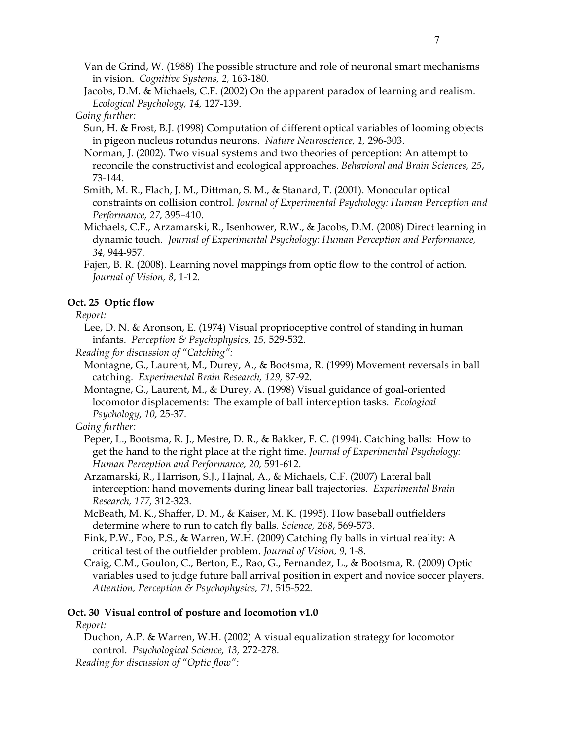Van de Grind, W. (1988) The possible structure and role of neuronal smart mechanisms in vision. *Cognitive Systems, 2,* 163-180.

Jacobs, D.M. & Michaels, C.F. (2002) On the apparent paradox of learning and realism. *Ecological Psychology, 14,* 127-139.

*Going further:*

Sun, H. & Frost, B.J. (1998) Computation of different optical variables of looming objects in pigeon nucleus rotundus neurons. *Nature Neuroscience, 1,* 296-303.

Norman, J. (2002). Two visual systems and two theories of perception: An attempt to reconcile the constructivist and ecological approaches. *Behavioral and Brain Sciences, 25*, 73-144.

Smith, M. R., Flach, J. M., Dittman, S. M., & Stanard, T. (2001). Monocular optical constraints on collision control. *Journal of Experimental Psychology: Human Perception and Performance, 27,* 395–410.

Michaels, C.F., Arzamarski, R., Isenhower, R.W., & Jacobs, D.M. (2008) Direct learning in dynamic touch. *Journal of Experimental Psychology: Human Perception and Performance, 34,* 944-957.

Fajen, B. R. (2008). Learning novel mappings from optic flow to the control of action. *Journal of Vision, 8*, 1-12.

**Oct. 25 Optic flow**

*Report:*

Lee, D. N. & Aronson, E. (1974) Visual proprioceptive control of standing in human infants. *Perception & Psychophysics, 15,* 529-532.

*Reading for discussion of "Catching":*

Montagne, G., Laurent, M., Durey, A., & Bootsma, R. (1999) Movement reversals in ball catching. *Experimental Brain Research, 129,* 87-92.

Montagne, G., Laurent, M., & Durey, A. (1998) Visual guidance of goal-oriented locomotor displacements: The example of ball interception tasks. *Ecological Psychology, 10,* 25-37.

*Going further:*

Peper, L., Bootsma, R. J., Mestre, D. R., & Bakker, F. C. (1994). Catching balls: How to get the hand to the right place at the right time. *Journal of Experimental Psychology: Human Perception and Performance, 20,* 591-612.

Arzamarski, R., Harrison, S.J., Hajnal, A., & Michaels, C.F. (2007) Lateral ball interception: hand movements during linear ball trajectories. *Experimental Brain Research, 177,* 312-323.

McBeath, M. K., Shaffer, D. M., & Kaiser, M. K. (1995). How baseball outfielders determine where to run to catch fly balls. *Science, 268*, 569-573.

Fink, P.W., Foo, P.S., & Warren, W.H. (2009) Catching fly balls in virtual reality: A critical test of the outfielder problem. *Journal of Vision, 9,* 1-8.

Craig, C.M., Goulon, C., Berton, E., Rao, G., Fernandez, L., & Bootsma, R. (2009) Optic variables used to judge future ball arrival position in expert and novice soccer players. *Attention, Perception & Psychophysics, 71,* 515-522.

**Oct. 30 Visual control of posture and locomotion v1.0**

*Report:*

Duchon, A.P. & Warren, W.H. (2002) A visual equalization strategy for locomotor control. *Psychological Science, 13,* 272-278.

*Reading for discussion of "Optic flow":*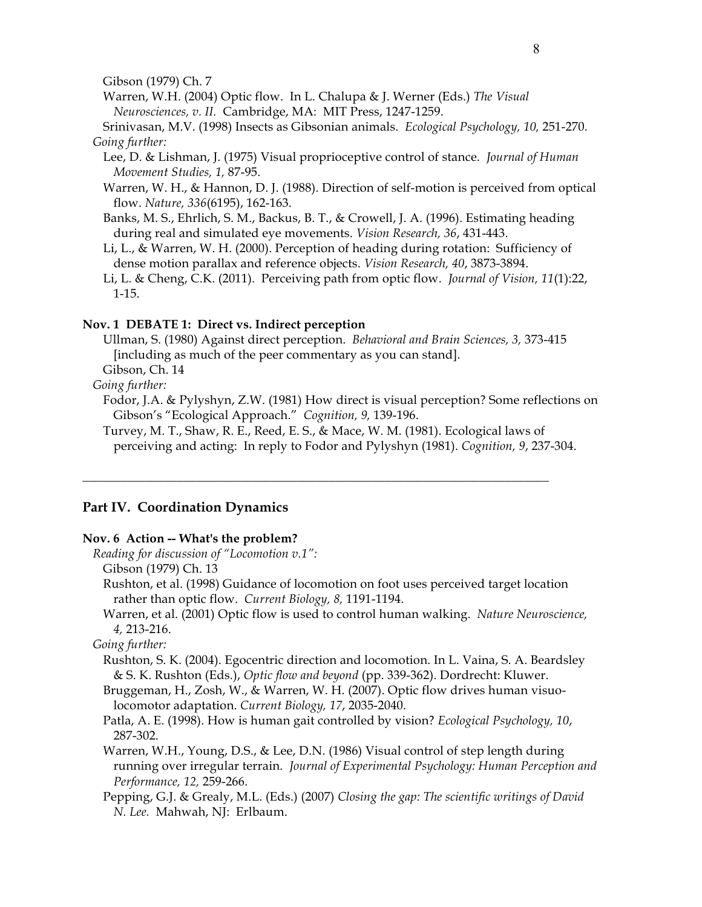Gibson (1979) Ch. 7

Warren, W.H. (2004) Optic flow. In L. Chalupa & J. Werner (Eds.) *The Visual Neurosciences, v. II.* Cambridge, MA: MIT Press, 1247-1259.

Srinivasan, M.V. (1998) Insects as Gibsonian animals. *Ecological Psychology, 10,* 251-270.

*Going further:*

Lee, D. & Lishman, J. (1975) Visual proprioceptive control of stance. *Journal of Human Movement Studies, 1,* 87-95.

Warren, W. H., & Hannon, D. J. (1988). Direction of self-motion is perceived from optical flow. *Nature, 336*(6195), 162-163.

Banks, M. S., Ehrlich, S. M., Backus, B. T., & Crowell, J. A. (1996). Estimating heading during real and simulated eye movements. *Vision Research, 36*, 431-443.

Li, L., & Warren, W. H. (2000). Perception of heading during rotation: Sufficiency of dense motion parallax and reference objects. *Vision Research, 40*, 3873-3894.

Li, L. & Cheng, C.K. (2011). Perceiving path from optic flow. *Journal of Vision, 11*(1):22, 1-15.

**Nov. 1 DEBATE 1: Direct vs. Indirect perception**

Ullman, S. (1980) Against direct perception. *Behavioral and Brain Sciences, 3,* 373-415 [including as much of the peer commentary as you can stand].

Gibson, Ch. 14

*Going further:*

Fodor, J.A. & Pylyshyn, Z.W. (1981) How direct is visual perception? Some reflections on Gibson's "Ecological Approach." *Cognition, 9,* 139-196.

Turvey, M. T., Shaw, R. E., Reed, E. S., & Mace, W. M. (1981). Ecological laws of perceiving and acting: In reply to Fodor and Pylyshyn (1981). *Cognition, 9*, 237-304.

---

## Part IV. Coordination Dynamics

**Nov. 6 Action -- What's the problem?**

*Reading for discussion of "Locomotion v.1":*

Gibson (1979) Ch. 13

Rushton, et al. (1998) Guidance of locomotion on foot uses perceived target location rather than optic flow. *Current Biology, 8,* 1191-1194.

Warren, et al. (2001) Optic flow is used to control human walking. *Nature Neuroscience, 4,* 213-216.

*Going further:*

Rushton, S. K. (2004). Egocentric direction and locomotion. In L. Vaina, S. A. Beardsley & S. K. Rushton (Eds.), *Optic flow and beyond* (pp. 339-362). Dordrecht: Kluwer.

Bruggeman, H., Zosh, W., & Warren, W. H. (2007). Optic flow drives human visuo-locomotor adaptation. *Current Biology, 17*, 2035-2040.

Patla, A. E. (1998). How is human gait controlled by vision? *Ecological Psychology, 10*, 287-302.

Warren, W.H., Young, D.S., & Lee, D.N. (1986) Visual control of step length during running over irregular terrain. *Journal of Experimental Psychology: Human Perception and Performance, 12,* 259-266.

Pepping, G.J. & Grealy, M.L. (Eds.) (2007) *Closing the gap: The scientific writings of David N. Lee.* Mahwah, NJ: Erlbaum.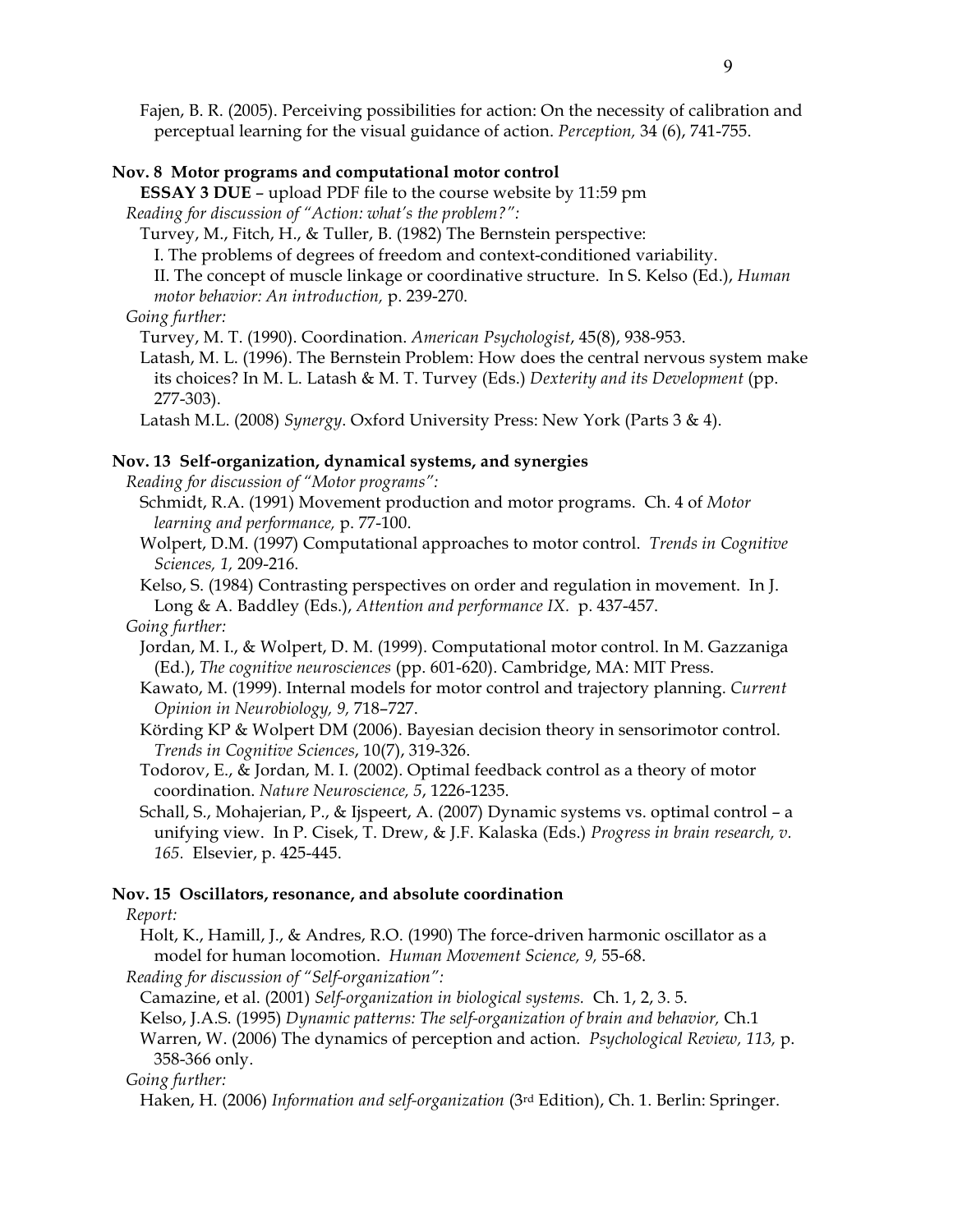Fajen, B. R. (2005). Perceiving possibilities for action: On the necessity of calibration and perceptual learning for the visual guidance of action. *Perception,* 34 (6), 741-755.

**Nov. 8 Motor programs and computational motor control**

**ESSAY 3 DUE** – upload PDF file to the course website by 11:59 pm

*Reading for discussion of "Action: what's the problem?":*

Turvey, M., Fitch, H., & Tuller, B. (1982) The Bernstein perspective:
I. The problems of degrees of freedom and context-conditioned variability.
II. The concept of muscle linkage or coordinative structure. In S. Kelso (Ed.), *Human motor behavior: An introduction,* p. 239-270.

*Going further:*

Turvey, M. T. (1990). Coordination. *American Psychologist*, 45(8), 938-953.

Latash, M. L. (1996). The Bernstein Problem: How does the central nervous system make its choices? In M. L. Latash & M. T. Turvey (Eds.) *Dexterity and its Development* (pp. 277-303).

Latash M.L. (2008) *Synergy*. Oxford University Press: New York (Parts 3 & 4).

**Nov. 13 Self-organization, dynamical systems, and synergies**

*Reading for discussion of "Motor programs":*

Schmidt, R.A. (1991) Movement production and motor programs. Ch. 4 of *Motor learning and performance,* p. 77-100.

Wolpert, D.M. (1997) Computational approaches to motor control. *Trends in Cognitive Sciences, 1,* 209-216.

Kelso, S. (1984) Contrasting perspectives on order and regulation in movement. In J. Long & A. Baddley (Eds.), *Attention and performance IX.* p. 437-457.

*Going further:*

Jordan, M. I., & Wolpert, D. M. (1999). Computational motor control. In M. Gazzaniga (Ed.), *The cognitive neurosciences* (pp. 601-620). Cambridge, MA: MIT Press.

Kawato, M. (1999). Internal models for motor control and trajectory planning. *Current Opinion in Neurobiology, 9,* 718–727.

Körding KP & Wolpert DM (2006). Bayesian decision theory in sensorimotor control. *Trends in Cognitive Sciences*, 10(7), 319-326.

Todorov, E., & Jordan, M. I. (2002). Optimal feedback control as a theory of motor coordination. *Nature Neuroscience, 5*, 1226-1235.

Schall, S., Mohajerian, P., & Ijspeert, A. (2007) Dynamic systems vs. optimal control – a unifying view. In P. Cisek, T. Drew, & J.F. Kalaska (Eds.) *Progress in brain research, v. 165.* Elsevier, p. 425-445.

**Nov. 15 Oscillators, resonance, and absolute coordination**

*Report:*

Holt, K., Hamill, J., & Andres, R.O. (1990) The force-driven harmonic oscillator as a model for human locomotion. *Human Movement Science, 9,* 55-68.

*Reading for discussion of "Self-organization":*

Camazine, et al. (2001) *Self-organization in biological systems.* Ch. 1, 2, 3. 5.

Kelso, J.A.S. (1995) *Dynamic patterns: The self-organization of brain and behavior,* Ch.1

Warren, W. (2006) The dynamics of perception and action. *Psychological Review, 113,* p. 358-366 only.

*Going further:*

Haken, H. (2006) *Information and self-organization* (3rd Edition), Ch. 1. Berlin: Springer.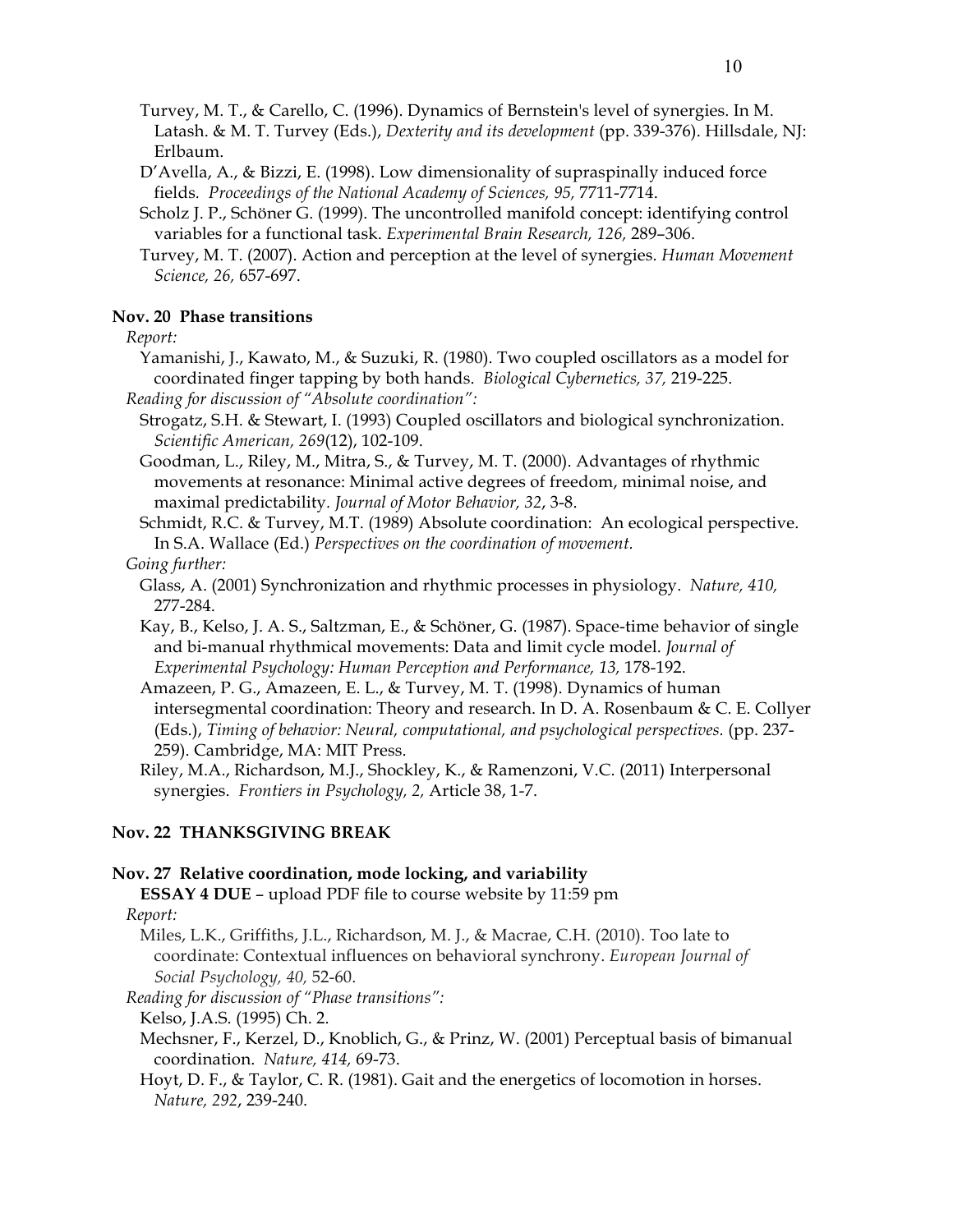Turvey, M. T., & Carello, C. (1996). Dynamics of Bernstein's level of synergies. In M. Latash. & M. T. Turvey (Eds.), *Dexterity and its development* (pp. 339-376). Hillsdale, NJ: Erlbaum.

D'Avella, A., & Bizzi, E. (1998). Low dimensionality of supraspinally induced force fields. *Proceedings of the National Academy of Sciences, 95,* 7711-7714.

Scholz J. P., Schöner G. (1999). The uncontrolled manifold concept: identifying control variables for a functional task. *Experimental Brain Research, 126,* 289–306.

Turvey, M. T. (2007). Action and perception at the level of synergies. *Human Movement Science, 26,* 657-697.

**Nov. 20 Phase transitions**

*Report:*

Yamanishi, J., Kawato, M., & Suzuki, R. (1980). Two coupled oscillators as a model for coordinated finger tapping by both hands. *Biological Cybernetics, 37,* 219-225.

*Reading for discussion of "Absolute coordination":*

Strogatz, S.H. & Stewart, I. (1993) Coupled oscillators and biological synchronization. *Scientific American, 269*(12), 102-109.

Goodman, L., Riley, M., Mitra, S., & Turvey, M. T. (2000). Advantages of rhythmic movements at resonance: Minimal active degrees of freedom, minimal noise, and maximal predictability. *Journal of Motor Behavior, 32*, 3-8.

Schmidt, R.C. & Turvey, M.T. (1989) Absolute coordination: An ecological perspective. In S.A. Wallace (Ed.) *Perspectives on the coordination of movement.*

*Going further:*

Glass, A. (2001) Synchronization and rhythmic processes in physiology. *Nature, 410,* 277-284.

Kay, B., Kelso, J. A. S., Saltzman, E., & Schöner, G. (1987). Space-time behavior of single and bi-manual rhythmical movements: Data and limit cycle model. *Journal of Experimental Psychology: Human Perception and Performance, 13,* 178-192.

Amazeen, P. G., Amazeen, E. L., & Turvey, M. T. (1998). Dynamics of human intersegmental coordination: Theory and research. In D. A. Rosenbaum & C. E. Collyer (Eds.), *Timing of behavior: Neural, computational, and psychological perspectives.* (pp. 237-259). Cambridge, MA: MIT Press.

Riley, M.A., Richardson, M.J., Shockley, K., & Ramenzoni, V.C. (2011) Interpersonal synergies. *Frontiers in Psychology, 2,* Article 38, 1-7.

**Nov. 22 THANKSGIVING BREAK**

**Nov. 27 Relative coordination, mode locking, and variability**

**ESSAY 4 DUE** – upload PDF file to course website by 11:59 pm

*Report:*

Miles, L.K., Griffiths, J.L., Richardson, M. J., & Macrae, C.H. (2010). Too late to coordinate: Contextual influences on behavioral synchrony. *European Journal of Social Psychology, 40,* 52-60.

*Reading for discussion of "Phase transitions":*

Kelso, J.A.S. (1995) Ch. 2.

Mechsner, F., Kerzel, D., Knoblich, G., & Prinz, W. (2001) Perceptual basis of bimanual coordination. *Nature, 414,* 69-73.

Hoyt, D. F., & Taylor, C. R. (1981). Gait and the energetics of locomotion in horses. *Nature, 292*, 239-240.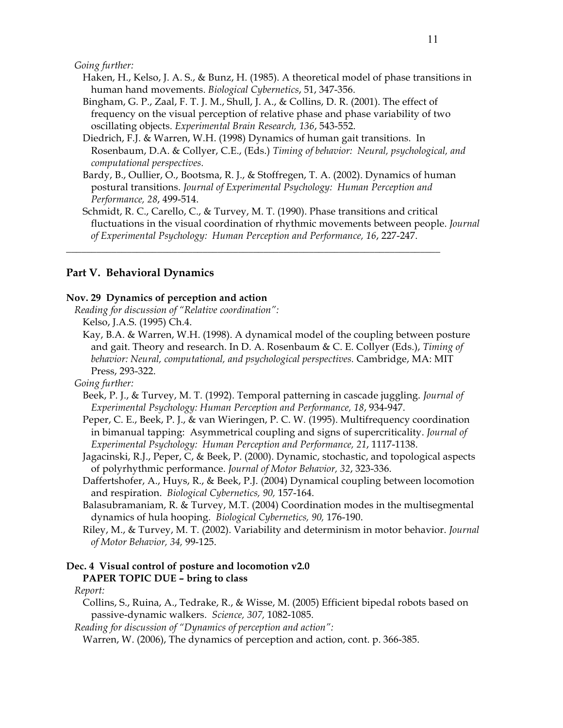*Going further:*

Haken, H., Kelso, J. A. S., & Bunz, H. (1985). A theoretical model of phase transitions in human hand movements. *Biological Cybernetics*, 51, 347-356.

Bingham, G. P., Zaal, F. T. J. M., Shull, J. A., & Collins, D. R. (2001). The effect of frequency on the visual perception of relative phase and phase variability of two oscillating objects. *Experimental Brain Research, 136*, 543-552.

Diedrich, F.J. & Warren, W.H. (1998) Dynamics of human gait transitions. In Rosenbaum, D.A. & Collyer, C.E., (Eds.) *Timing of behavior: Neural, psychological, and computational perspectives.*

Bardy, B., Oullier, O., Bootsma, R. J., & Stoffregen, T. A. (2002). Dynamics of human postural transitions. *Journal of Experimental Psychology: Human Perception and Performance, 28*, 499-514.

Schmidt, R. C., Carello, C., & Turvey, M. T. (1990). Phase transitions and critical fluctuations in the visual coordination of rhythmic movements between people. *Journal of Experimental Psychology: Human Perception and Performance, 16*, 227-247.

---

## Part V. Behavioral Dynamics

### Nov. 29 Dynamics of perception and action

*Reading for discussion of "Relative coordination":*

Kelso, J.A.S. (1995) Ch.4.

Kay, B.A. & Warren, W.H. (1998). A dynamical model of the coupling between posture and gait. Theory and research. In D. A. Rosenbaum & C. E. Collyer (Eds.), *Timing of behavior: Neural, computational, and psychological perspectives.* Cambridge, MA: MIT Press, 293-322.

*Going further:*

Beek, P. J., & Turvey, M. T. (1992). Temporal patterning in cascade juggling. *Journal of Experimental Psychology: Human Perception and Performance, 18*, 934-947.

Peper, C. E., Beek, P. J., & van Wieringen, P. C. W. (1995). Multifrequency coordination in bimanual tapping: Asymmetrical coupling and signs of supercriticality. *Journal of Experimental Psychology: Human Perception and Performance, 21*, 1117-1138.

Jagacinski, R.J., Peper, C, & Beek, P. (2000). Dynamic, stochastic, and topological aspects of polyrhythmic performance. *Journal of Motor Behavior, 32*, 323-336.

Daffertshofer, A., Huys, R., & Beek, P.J. (2004) Dynamical coupling between locomotion and respiration. *Biological Cybernetics, 90,* 157-164.

Balasubramaniam, R. & Turvey, M.T. (2004) Coordination modes in the multisegmental dynamics of hula hooping. *Biological Cybernetics, 90,* 176-190.

Riley, M., & Turvey, M. T. (2002). Variability and determinism in motor behavior. *Journal of Motor Behavior, 34,* 99-125.

### Dec. 4 Visual control of posture and locomotion v2.0
**PAPER TOPIC DUE – bring to class**

*Report:*

Collins, S., Ruina, A., Tedrake, R., & Wisse, M. (2005) Efficient bipedal robots based on passive-dynamic walkers. *Science, 307,* 1082-1085.

*Reading for discussion of "Dynamics of perception and action":*

Warren, W. (2006), The dynamics of perception and action, cont. p. 366-385.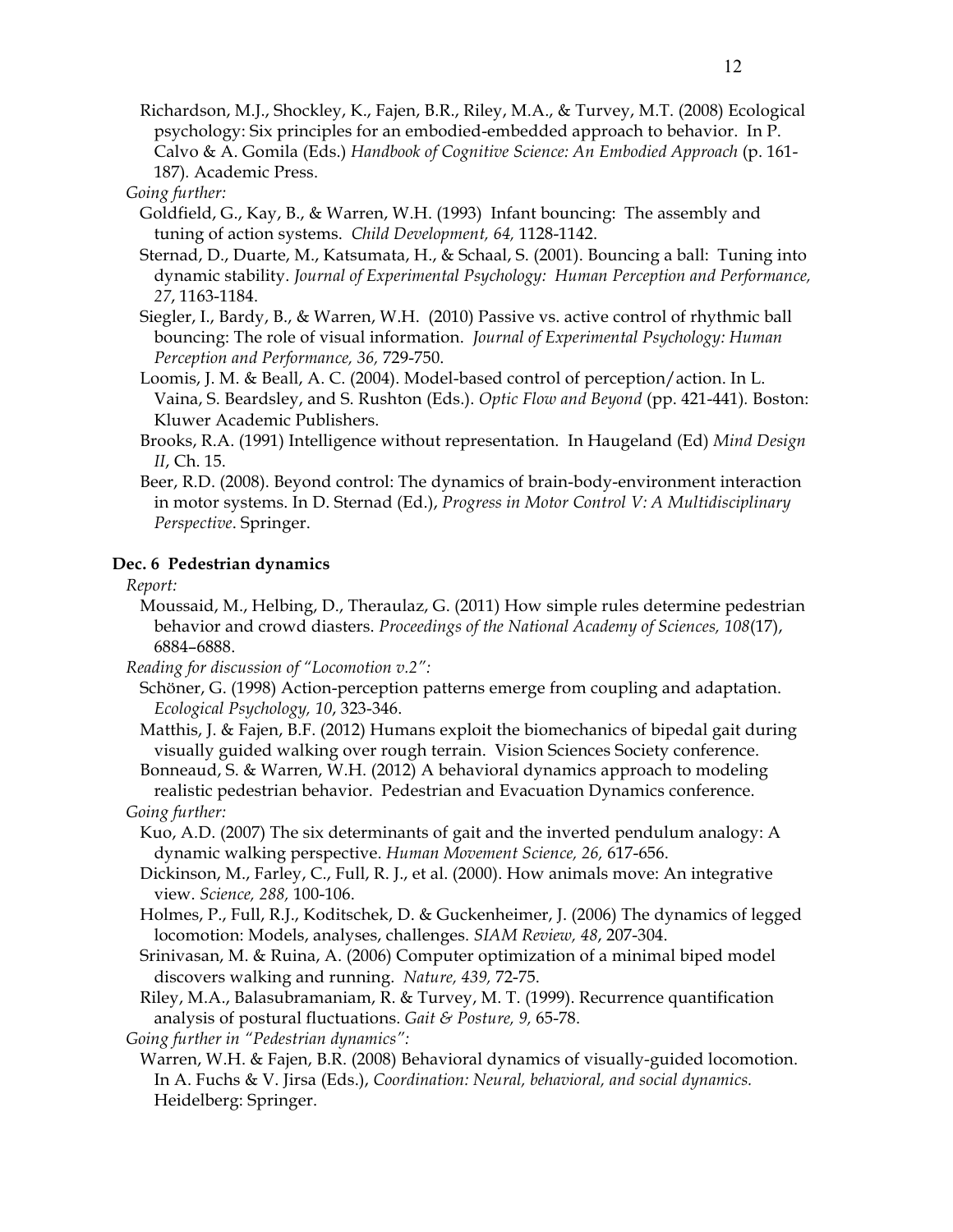Richardson, M.J., Shockley, K., Fajen, B.R., Riley, M.A., & Turvey, M.T. (2008) Ecological psychology: Six principles for an embodied-embedded approach to behavior. In P. Calvo & A. Gomila (Eds.) *Handbook of Cognitive Science: An Embodied Approach* (p. 161-187). Academic Press.

*Going further:*

Goldfield, G., Kay, B., & Warren, W.H. (1993) Infant bouncing: The assembly and tuning of action systems. *Child Development, 64,* 1128-1142.

Sternad, D., Duarte, M., Katsumata, H., & Schaal, S. (2001). Bouncing a ball: Tuning into dynamic stability. *Journal of Experimental Psychology: Human Perception and Performance, 27*, 1163-1184.

Siegler, I., Bardy, B., & Warren, W.H. (2010) Passive vs. active control of rhythmic ball bouncing: The role of visual information. *Journal of Experimental Psychology: Human Perception and Performance, 36,* 729-750.

Loomis, J. M. & Beall, A. C. (2004). Model-based control of perception/action. In L. Vaina, S. Beardsley, and S. Rushton (Eds.). *Optic Flow and Beyond* (pp. 421-441). Boston: Kluwer Academic Publishers.

Brooks, R.A. (1991) Intelligence without representation. In Haugeland (Ed) *Mind Design II*, Ch. 15.

Beer, R.D. (2008). Beyond control: The dynamics of brain-body-environment interaction in motor systems. In D. Sternad (Ed.), *Progress in Motor Control V: A Multidisciplinary Perspective*. Springer.

**Dec. 6 Pedestrian dynamics**

*Report:*

Moussaid, M., Helbing, D., Theraulaz, G. (2011) How simple rules determine pedestrian behavior and crowd diasters. *Proceedings of the National Academy of Sciences, 108*(17), 6884–6888.

*Reading for discussion of "Locomotion v.2":*

Schöner, G. (1998) Action-perception patterns emerge from coupling and adaptation. *Ecological Psychology, 10*, 323-346.

Matthis, J. & Fajen, B.F. (2012) Humans exploit the biomechanics of bipedal gait during visually guided walking over rough terrain. Vision Sciences Society conference.

Bonneaud, S. & Warren, W.H. (2012) A behavioral dynamics approach to modeling realistic pedestrian behavior. Pedestrian and Evacuation Dynamics conference.

*Going further:*

Kuo, A.D. (2007) The six determinants of gait and the inverted pendulum analogy: A dynamic walking perspective. *Human Movement Science, 26,* 617-656.

Dickinson, M., Farley, C., Full, R. J., et al. (2000). How animals move: An integrative view. *Science, 288,* 100-106.

Holmes, P., Full, R.J., Koditschek, D. & Guckenheimer, J. (2006) The dynamics of legged locomotion: Models, analyses, challenges. *SIAM Review, 48*, 207-304.

Srinivasan, M. & Ruina, A. (2006) Computer optimization of a minimal biped model discovers walking and running. *Nature, 439,* 72-75.

Riley, M.A., Balasubramaniam, R. & Turvey, M. T. (1999). Recurrence quantification analysis of postural fluctuations. *Gait & Posture, 9*, 65-78.

*Going further in "Pedestrian dynamics":*

Warren, W.H. & Fajen, B.R. (2008) Behavioral dynamics of visually-guided locomotion. In A. Fuchs & V. Jirsa (Eds.), *Coordination: Neural, behavioral, and social dynamics.* Heidelberg: Springer.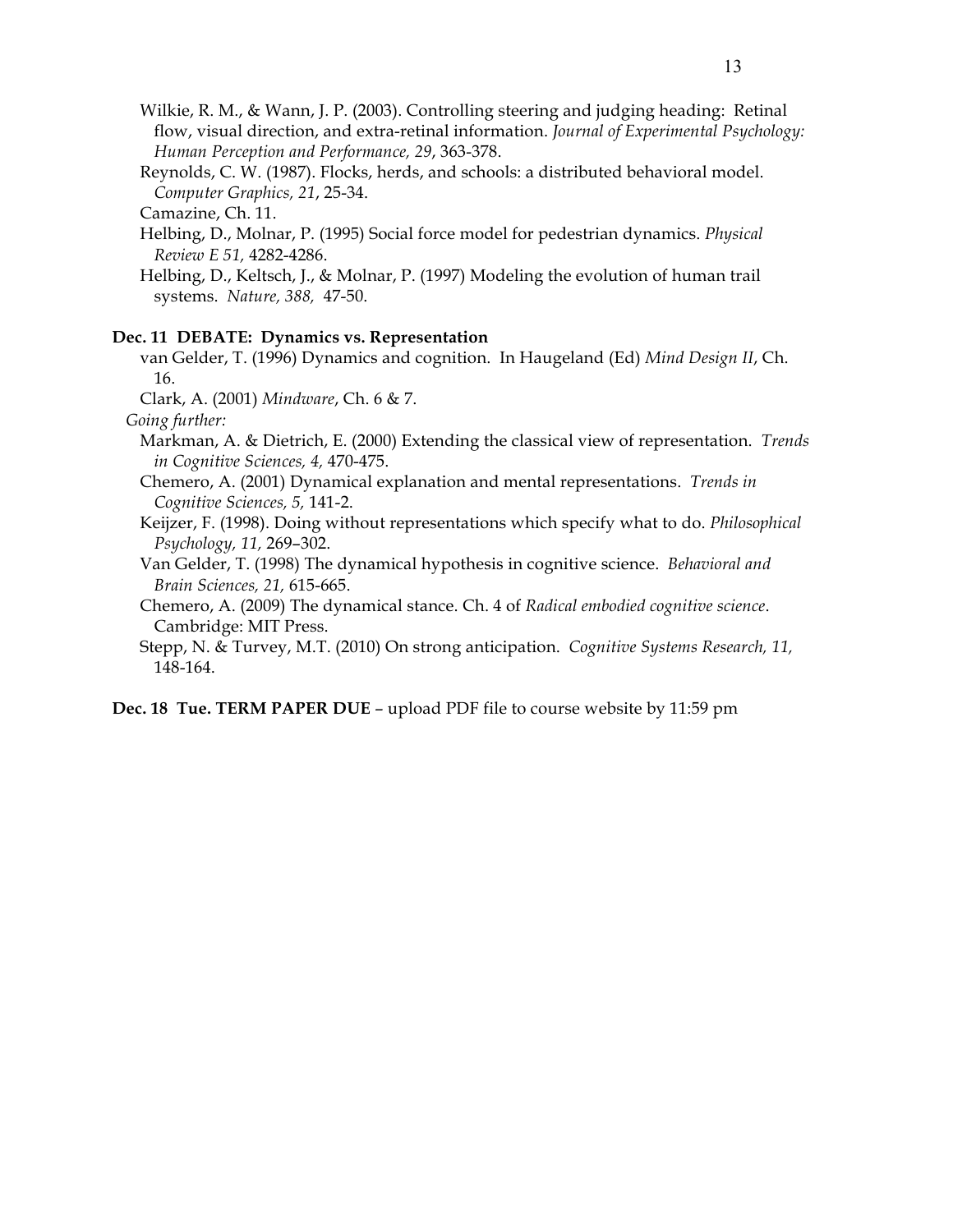Wilkie, R. M., & Wann, J. P. (2003). Controlling steering and judging heading: Retinal flow, visual direction, and extra-retinal information. *Journal of Experimental Psychology: Human Perception and Performance, 29*, 363-378.

Reynolds, C. W. (1987). Flocks, herds, and schools: a distributed behavioral model. *Computer Graphics, 21*, 25-34.

Camazine, Ch. 11.

Helbing, D., Molnar, P. (1995) Social force model for pedestrian dynamics. *Physical Review E 51,* 4282-4286.

Helbing, D., Keltsch, J., & Molnar, P. (1997) Modeling the evolution of human trail systems. *Nature, 388,* 47-50.

**Dec. 11 DEBATE: Dynamics vs. Representation**

van Gelder, T. (1996) Dynamics and cognition. In Haugeland (Ed) *Mind Design II*, Ch. 16.

Clark, A. (2001) *Mindware*, Ch. 6 & 7.

*Going further:*

Markman, A. & Dietrich, E. (2000) Extending the classical view of representation. *Trends in Cognitive Sciences, 4,* 470-475.

Chemero, A. (2001) Dynamical explanation and mental representations. *Trends in Cognitive Sciences, 5,* 141-2.

Keijzer, F. (1998). Doing without representations which specify what to do. *Philosophical Psychology, 11,* 269–302.

Van Gelder, T. (1998) The dynamical hypothesis in cognitive science. *Behavioral and Brain Sciences, 21,* 615-665.

Chemero, A. (2009) The dynamical stance. Ch. 4 of *Radical embodied cognitive science*. Cambridge: MIT Press.

Stepp, N. & Turvey, M.T. (2010) On strong anticipation. *Cognitive Systems Research, 11,* 148-164.

**Dec. 18 Tue. TERM PAPER DUE** – upload PDF file to course website by 11:59 pm